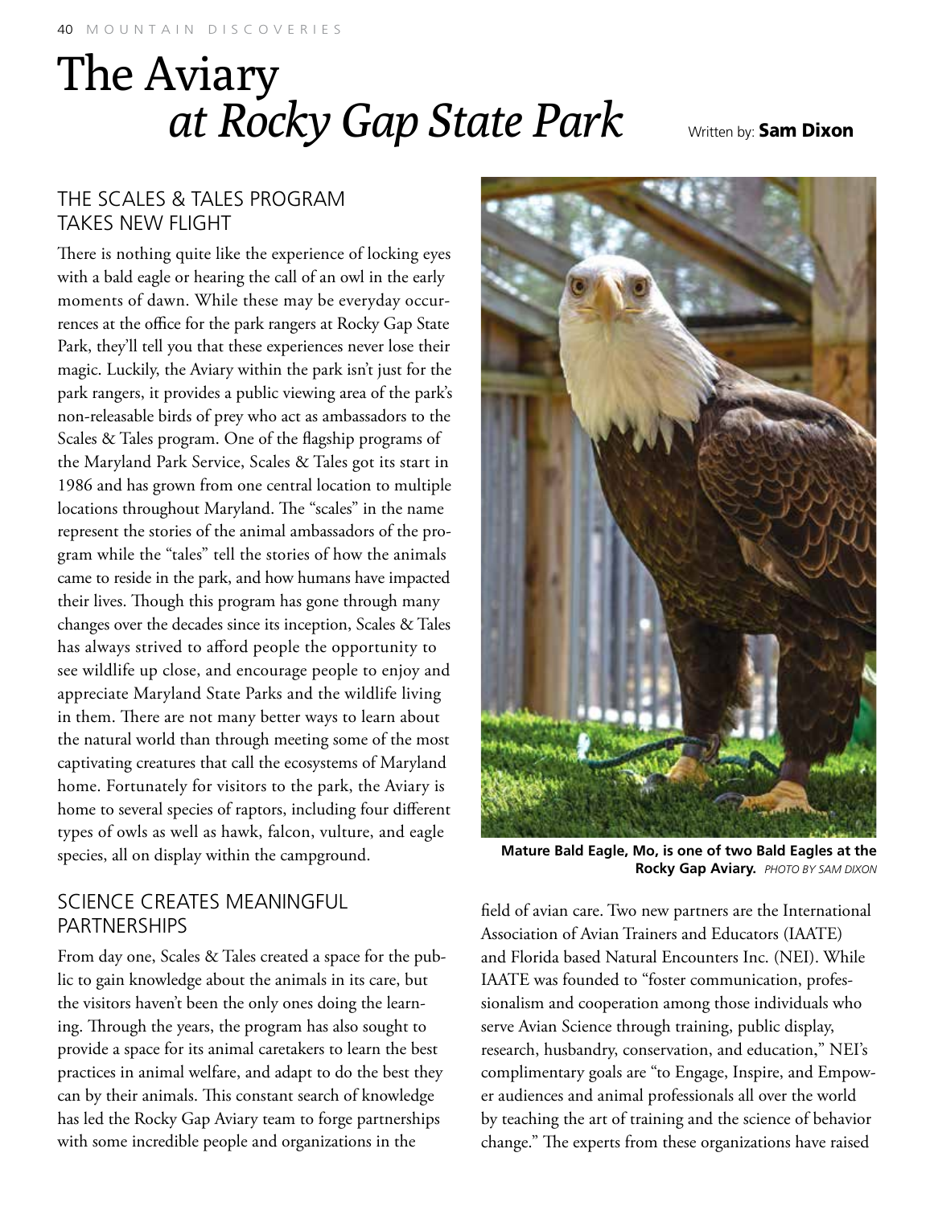# The Aviary *at Rocky Gap State Park*

Written by: **Sam Dixon**

## THE SCALES & TALES PROGRAM TAKES NEW FLIGHT

There is nothing quite like the experience of locking eyes with a bald eagle or hearing the call of an owl in the early moments of dawn. While these may be everyday occurrences at the office for the park rangers at Rocky Gap State Park, they'll tell you that these experiences never lose their magic. Luckily, the Aviary within the park isn't just for the park rangers, it provides a public viewing area of the park's non-releasable birds of prey who act as ambassadors to the Scales & Tales program. One of the flagship programs of the Maryland Park Service, Scales & Tales got its start in 1986 and has grown from one central location to multiple locations throughout Maryland. The "scales" in the name represent the stories of the animal ambassadors of the program while the "tales" tell the stories of how the animals came to reside in the park, and how humans have impacted their lives. Though this program has gone through many changes over the decades since its inception, Scales & Tales has always strived to afford people the opportunity to see wildlife up close, and encourage people to enjoy and appreciate Maryland State Parks and the wildlife living in them. There are not many better ways to learn about the natural world than through meeting some of the most captivating creatures that call the ecosystems of Maryland home. Fortunately for visitors to the park, the Aviary is home to several species of raptors, including four different types of owls as well as hawk, falcon, vulture, and eagle species, all on display within the campground.

**Mature Bald Eagle, Mo, is one of two Bald Eagles at the Rocky Gap Aviary.** *PHOTO BY SAM DIXON*

## SCIENCE CREATES MEANINGFUL PARTNERSHIPS

From day one, Scales & Tales created a space for the public to gain knowledge about the animals in its care, but the visitors haven't been the only ones doing the learning. Through the years, the program has also sought to provide a space for its animal caretakers to learn the best practices in animal welfare, and adapt to do the best they can by their animals. This constant search of knowledge has led the Rocky Gap Aviary team to forge partnerships with some incredible people and organizations in the field of avian care. Two new partners are the International Association of Avian Trainers and Educators (IAATE) and Florida based Natural Encounters Inc. (NEI). While IAATE was founded to "foster communication, professionalism and cooperation among those individuals who serve Avian Science through training, public display, research, husbandry, conservation, and education," NEI's complimentary goals are "to Engage, Inspire, and Empower audiences and animal professionals all over the world by teaching the art of training and the science of behavior change." The experts from these organizations have raised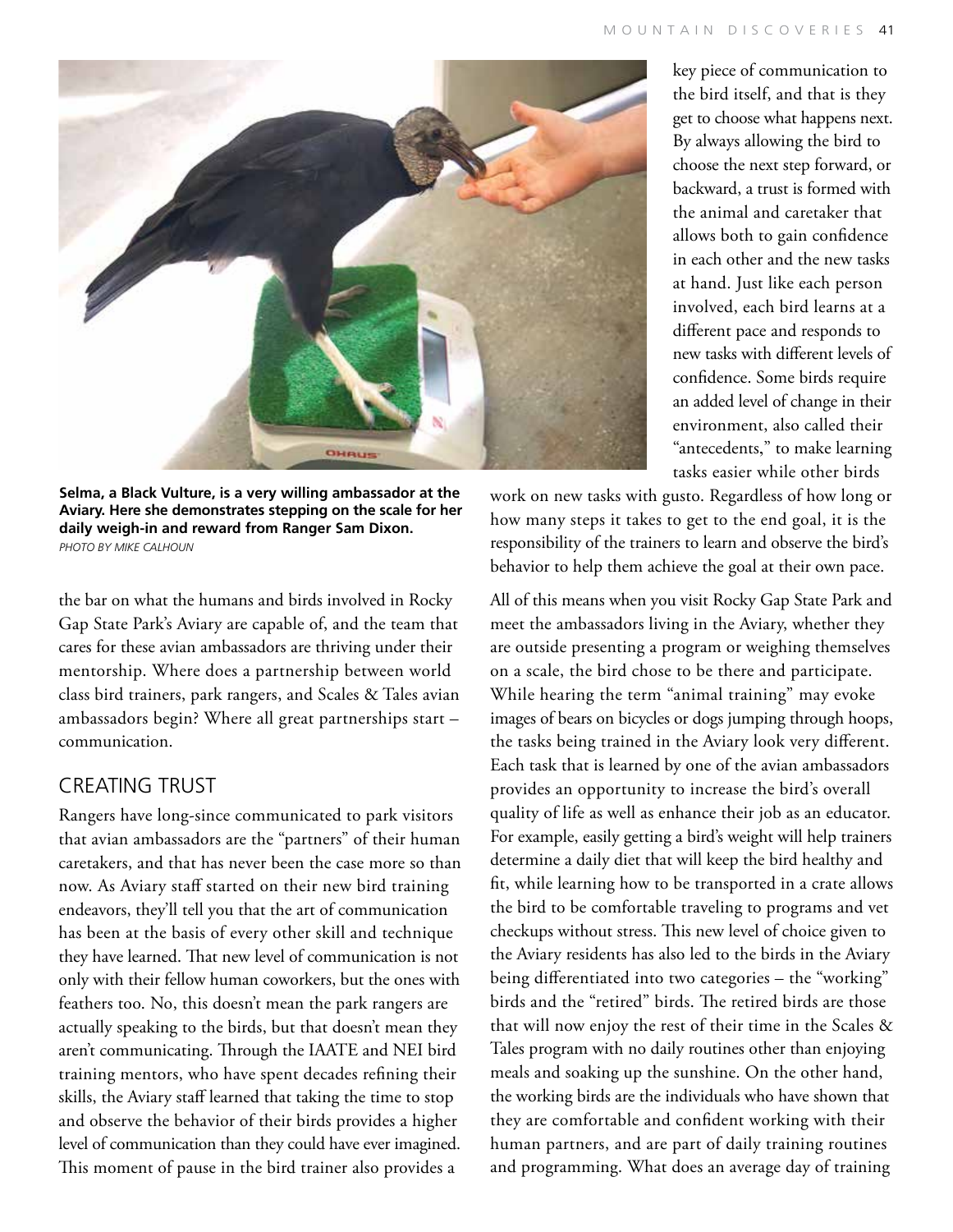Selma, a Black Vulture, is a very willing ambassador at the Aviary. Here she demonstrates stepping on the scale for her daily weigh-in and reward from Ranger Sam Dixon.
*PHOTO BY MIKE CALHOUN*

the bar on what the humans and birds involved in Rocky Gap State Park's Aviary are capable of, and the team that cares for these avian ambassadors are thriving under their mentorship. Where does a partnership between world class bird trainers, park rangers, and Scales & Tales avian ambassadors begin? Where all great partnerships start – communication.

## CREATING TRUST

Rangers have long-since communicated to park visitors that avian ambassadors are the "partners" of their human caretakers, and that has never been the case more so than now. As Aviary staff started on their new bird training endeavors, they'll tell you that the art of communication has been at the basis of every other skill and technique they have learned. That new level of communication is not only with their fellow human coworkers, but the ones with feathers too. No, this doesn't mean the park rangers are actually speaking to the birds, but that doesn't mean they aren't communicating. Through the IAATE and NEI bird training mentors, who have spent decades refining their skills, the Aviary staff learned that taking the time to stop and observe the behavior of their birds provides a higher level of communication than they could have ever imagined. This moment of pause in the bird trainer also provides a key piece of communication to the bird itself, and that is they get to choose what happens next. By always allowing the bird to choose the next step forward, or backward, a trust is formed with the animal and caretaker that allows both to gain confidence in each other and the new tasks at hand. Just like each person involved, each bird learns at a different pace and responds to new tasks with different levels of confidence. Some birds require an added level of change in their environment, also called their "antecedents," to make learning tasks easier while other birds work on new tasks with gusto. Regardless of how long or how many steps it takes to get to the end goal, it is the responsibility of the trainers to learn and observe the bird's behavior to help them achieve the goal at their own pace.

All of this means when you visit Rocky Gap State Park and meet the ambassadors living in the Aviary, whether they are outside presenting a program or weighing themselves on a scale, the bird chose to be there and participate. While hearing the term "animal training" may evoke images of bears on bicycles or dogs jumping through hoops, the tasks being trained in the Aviary look very different. Each task that is learned by one of the avian ambassadors provides an opportunity to increase the bird's overall quality of life as well as enhance their job as an educator. For example, easily getting a bird's weight will help trainers determine a daily diet that will keep the bird healthy and fit, while learning how to be transported in a crate allows the bird to be comfortable traveling to programs and vet checkups without stress. This new level of choice given to the Aviary residents has also led to the birds in the Aviary being differentiated into two categories – the "working" birds and the "retired" birds. The retired birds are those that will now enjoy the rest of their time in the Scales & Tales program with no daily routines other than enjoying meals and soaking up the sunshine. On the other hand, the working birds are the individuals who have shown that they are comfortable and confident working with their human partners, and are part of daily training routines and programming. What does an average day of training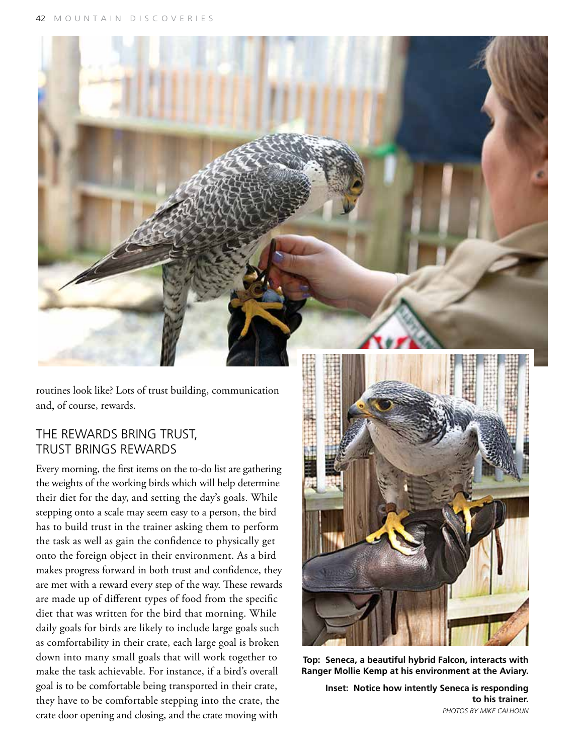routines look like? Lots of trust building, communication and, of course, rewards.

## THE REWARDS BRING TRUST, TRUST BRINGS REWARDS

Every morning, the first items on the to-do list are gathering the weights of the working birds which will help determine their diet for the day, and setting the day's goals. While stepping onto a scale may seem easy to a person, the bird has to build trust in the trainer asking them to perform the task as well as gain the confidence to physically get onto the foreign object in their environment. As a bird makes progress forward in both trust and confidence, they are met with a reward every step of the way. These rewards are made up of different types of food from the specific diet that was written for the bird that morning. While daily goals for birds are likely to include large goals such as comfortability in their crate, each large goal is broken down into many small goals that will work together to make the task achievable. For instance, if a bird's overall goal is to be comfortable being transported in their crate, they have to be comfortable stepping into the crate, the crate door opening and closing, and the crate moving with

**Top: Seneca, a beautiful hybrid Falcon, interacts with Ranger Mollie Kemp at his environment at the Aviary.**

**Inset: Notice how intently Seneca is responding to his trainer.**

*PHOTOS BY MIKE CALHOUN*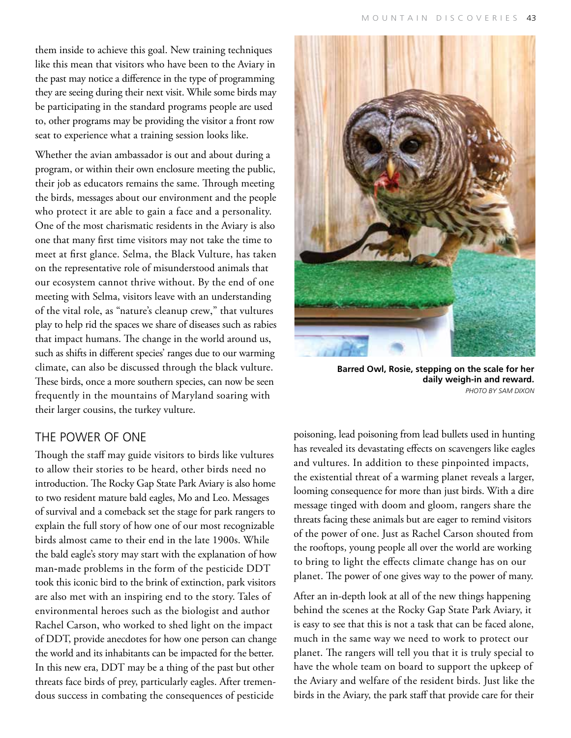them inside to achieve this goal. New training techniques like this mean that visitors who have been to the Aviary in the past may notice a difference in the type of programming they are seeing during their next visit. While some birds may be participating in the standard programs people are used to, other programs may be providing the visitor a front row seat to experience what a training session looks like.

Whether the avian ambassador is out and about during a program, or within their own enclosure meeting the public, their job as educators remains the same. Through meeting the birds, messages about our environment and the people who protect it are able to gain a face and a personality. One of the most charismatic residents in the Aviary is also one that many first time visitors may not take the time to meet at first glance. Selma, the Black Vulture, has taken on the representative role of misunderstood animals that our ecosystem cannot thrive without. By the end of one meeting with Selma, visitors leave with an understanding of the vital role, as "nature's cleanup crew," that vultures play to help rid the spaces we share of diseases such as rabies that impact humans. The change in the world around us, such as shifts in different species' ranges due to our warming climate, can also be discussed through the black vulture. These birds, once a more southern species, can now be seen frequently in the mountains of Maryland soaring with their larger cousins, the turkey vulture.

**Barred Owl, Rosie, stepping on the scale for her daily weigh-in and reward.**
*PHOTO BY SAM DIXON*

## THE POWER OF ONE

Though the staff may guide visitors to birds like vultures to allow their stories to be heard, other birds need no introduction. The Rocky Gap State Park Aviary is also home to two resident mature bald eagles, Mo and Leo. Messages of survival and a comeback set the stage for park rangers to explain the full story of how one of our most recognizable birds almost came to their end in the late 1900s. While the bald eagle's story may start with the explanation of how man-made problems in the form of the pesticide DDT took this iconic bird to the brink of extinction, park visitors are also met with an inspiring end to the story. Tales of environmental heroes such as the biologist and author Rachel Carson, who worked to shed light on the impact of DDT, provide anecdotes for how one person can change the world and its inhabitants can be impacted for the better. In this new era, DDT may be a thing of the past but other threats face birds of prey, particularly eagles. After tremendous success in combating the consequences of pesticide poisoning, lead poisoning from lead bullets used in hunting has revealed its devastating effects on scavengers like eagles and vultures. In addition to these pinpointed impacts, the existential threat of a warming planet reveals a larger, looming consequence for more than just birds. With a dire message tinged with doom and gloom, rangers share the threats facing these animals but are eager to remind visitors of the power of one. Just as Rachel Carson shouted from the rooftops, young people all over the world are working to bring to light the effects climate change has on our planet. The power of one gives way to the power of many.

After an in-depth look at all of the new things happening behind the scenes at the Rocky Gap State Park Aviary, it is easy to see that this is not a task that can be faced alone, much in the same way we need to work to protect our planet. The rangers will tell you that it is truly special to have the whole team on board to support the upkeep of the Aviary and welfare of the resident birds. Just like the birds in the Aviary, the park staff that provide care for their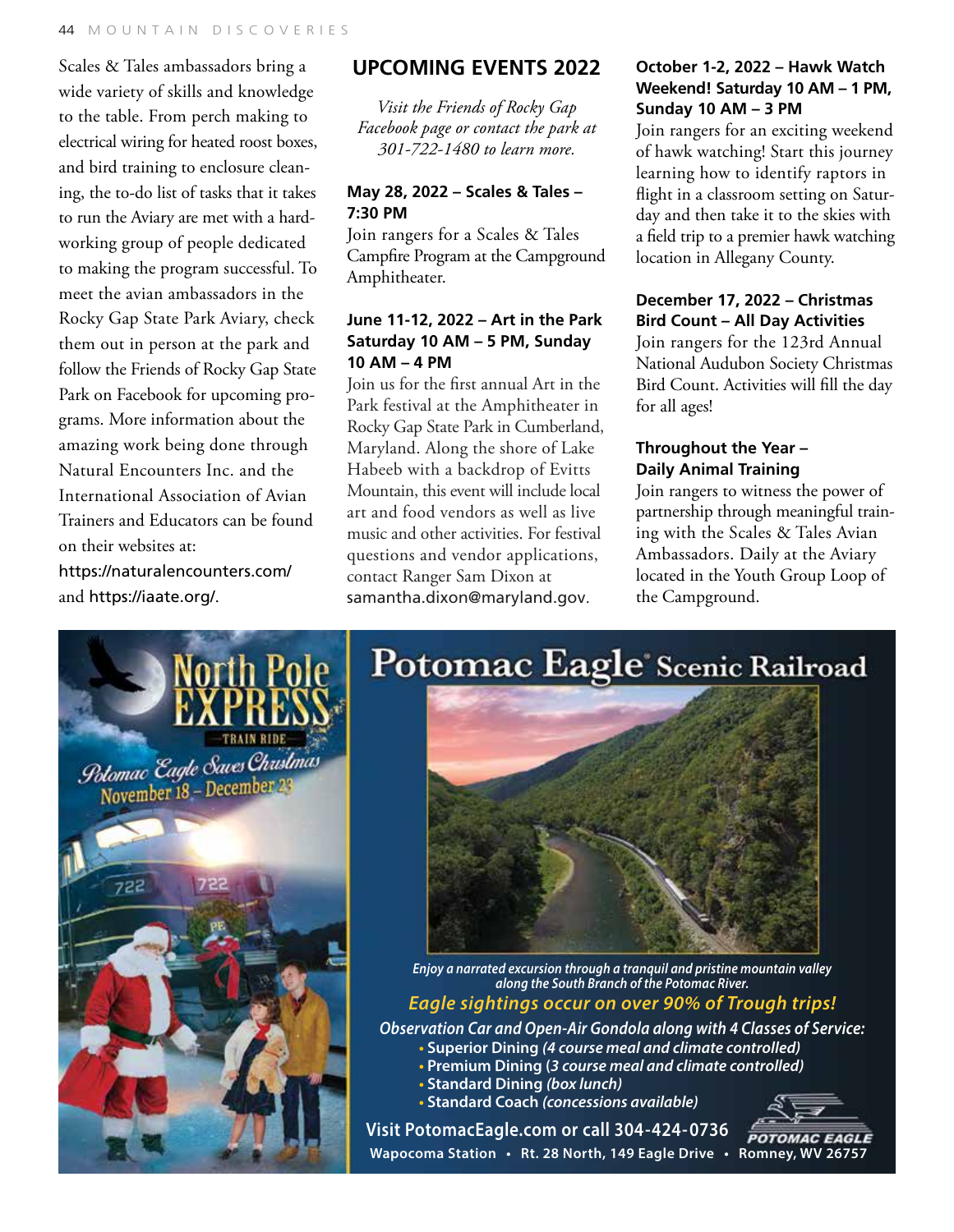Scales & Tales ambassadors bring a wide variety of skills and knowledge to the table. From perch making to electrical wiring for heated roost boxes, and bird training to enclosure cleaning, the to-do list of tasks that it takes to run the Aviary are met with a hardworking group of people dedicated to making the program successful. To meet the avian ambassadors in the Rocky Gap State Park Aviary, check them out in person at the park and follow the Friends of Rocky Gap State Park on Facebook for upcoming programs. More information about the amazing work being done through Natural Encounters Inc. and the International Association of Avian Trainers and Educators can be found on their websites at: https://naturalencounters.com/ and https://iaate.org/.

## UPCOMING EVENTS 2022

*Visit the Friends of Rocky Gap Facebook page or contact the park at 301-722-1480 to learn more.*

**May 28, 2022 – Scales & Tales – 7:30 PM**

Join rangers for a Scales & Tales Campfire Program at the Campground Amphitheater.

**June 11-12, 2022 – Art in the Park Saturday 10 AM – 5 PM, Sunday 10 AM – 4 PM**

Join us for the first annual Art in the Park festival at the Amphitheater in Rocky Gap State Park in Cumberland, Maryland. Along the shore of Lake Habeeb with a backdrop of Evitts Mountain, this event will include local art and food vendors as well as live music and other activities. For festival questions and vendor applications, contact Ranger Sam Dixon at samantha.dixon@maryland.gov.

**October 1-2, 2022 – Hawk Watch Weekend! Saturday 10 AM – 1 PM, Sunday 10 AM – 3 PM**

Join rangers for an exciting weekend of hawk watching! Start this journey learning how to identify raptors in flight in a classroom setting on Saturday and then take it to the skies with a field trip to a premier hawk watching location in Allegany County.

**December 17, 2022 – Christmas Bird Count – All Day Activities**

Join rangers for the 123rd Annual National Audubon Society Christmas Bird Count. Activities will fill the day for all ages!

**Throughout the Year – Daily Animal Training**

Join rangers to witness the power of partnership through meaningful training with the Scales & Tales Avian Ambassadors. Daily at the Aviary located in the Youth Group Loop of the Campground.

North Pole EXPRESS
TRAIN RIDE
Potomac Eagle Saves Christmas
November 18 – December 23

Potomac Eagle® Scenic Railroad

*Enjoy a narrated excursion through a tranquil and pristine mountain valley along the South Branch of the Potomac River.*

*Eagle sightings occur on over 90% of Trough trips!*

*Observation Car and Open-Air Gondola along with 4 Classes of Service:*

- Superior Dining *(4 course meal and climate controlled)*
- Premium Dining (*3 course meal and climate controlled)*
- Standard Dining *(box lunch)*
- Standard Coach *(concessions available)*

Visit PotomacEagle.com or call 304-424-0736

POTOMAC EAGLE

Wapocoma Station • Rt. 28 North, 149 Eagle Drive • Romney, WV 26757